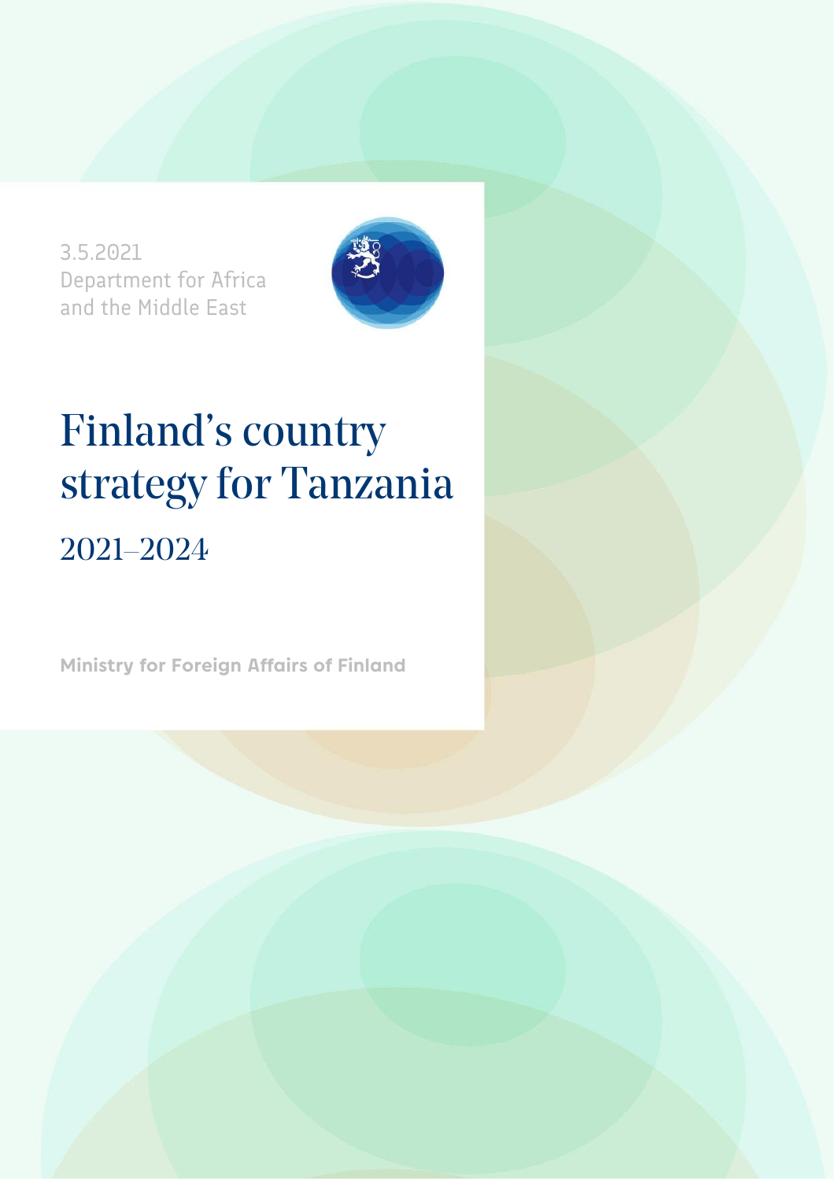3.5.2021
Department for Africa
and the Middle East

# Finland's country strategy for Tanzania

## 2021–2024

**Ministry for Foreign Affairs of Finland**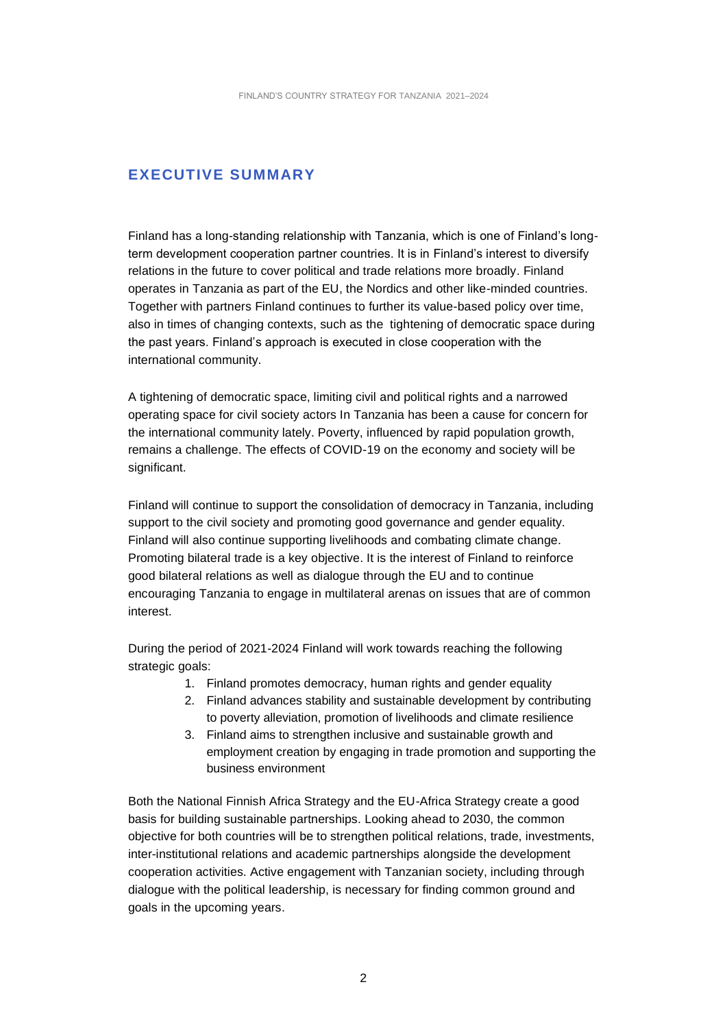## EXECUTIVE SUMMARY

Finland has a long-standing relationship with Tanzania, which is one of Finland's long-term development cooperation partner countries. It is in Finland's interest to diversify relations in the future to cover political and trade relations more broadly. Finland operates in Tanzania as part of the EU, the Nordics and other like-minded countries. Together with partners Finland continues to further its value-based policy over time, also in times of changing contexts, such as the tightening of democratic space during the past years. Finland's approach is executed in close cooperation with the international community.

A tightening of democratic space, limiting civil and political rights and a narrowed operating space for civil society actors In Tanzania has been a cause for concern for the international community lately. Poverty, influenced by rapid population growth, remains a challenge. The effects of COVID-19 on the economy and society will be significant.

Finland will continue to support the consolidation of democracy in Tanzania, including support to the civil society and promoting good governance and gender equality. Finland will also continue supporting livelihoods and combating climate change. Promoting bilateral trade is a key objective. It is the interest of Finland to reinforce good bilateral relations as well as dialogue through the EU and to continue encouraging Tanzania to engage in multilateral arenas on issues that are of common interest.

During the period of 2021-2024 Finland will work towards reaching the following strategic goals:

1. Finland promotes democracy, human rights and gender equality
2. Finland advances stability and sustainable development by contributing to poverty alleviation, promotion of livelihoods and climate resilience
3. Finland aims to strengthen inclusive and sustainable growth and employment creation by engaging in trade promotion and supporting the business environment

Both the National Finnish Africa Strategy and the EU-Africa Strategy create a good basis for building sustainable partnerships. Looking ahead to 2030, the common objective for both countries will be to strengthen political relations, trade, investments, inter-institutional relations and academic partnerships alongside the development cooperation activities. Active engagement with Tanzanian society, including through dialogue with the political leadership, is necessary for finding common ground and goals in the upcoming years.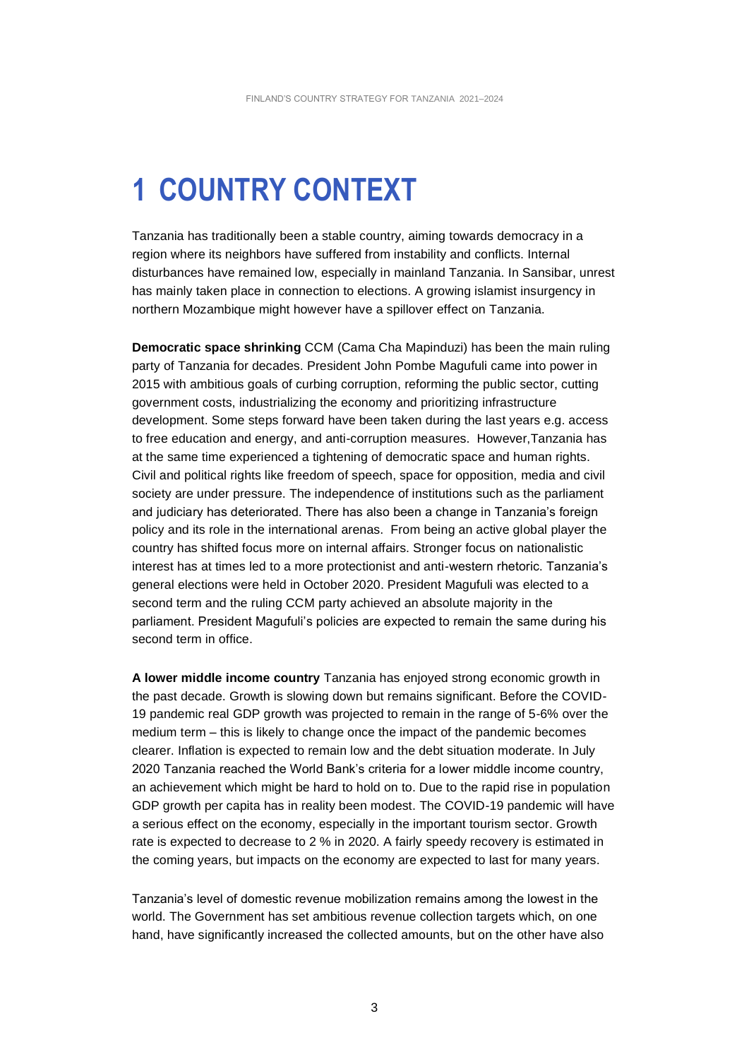# 1 COUNTRY CONTEXT

Tanzania has traditionally been a stable country, aiming towards democracy in a region where its neighbors have suffered from instability and conflicts. Internal disturbances have remained low, especially in mainland Tanzania. In Sansibar, unrest has mainly taken place in connection to elections. A growing islamist insurgency in northern Mozambique might however have a spillover effect on Tanzania.

**Democratic space shrinking** CCM (Cama Cha Mapinduzi) has been the main ruling party of Tanzania for decades. President John Pombe Magufuli came into power in 2015 with ambitious goals of curbing corruption, reforming the public sector, cutting government costs, industrializing the economy and prioritizing infrastructure development. Some steps forward have been taken during the last years e.g. access to free education and energy, and anti-corruption measures. However,Tanzania has at the same time experienced a tightening of democratic space and human rights. Civil and political rights like freedom of speech, space for opposition, media and civil society are under pressure. The independence of institutions such as the parliament and judiciary has deteriorated. There has also been a change in Tanzania's foreign policy and its role in the international arenas. From being an active global player the country has shifted focus more on internal affairs. Stronger focus on nationalistic interest has at times led to a more protectionist and anti-western rhetoric. Tanzania's general elections were held in October 2020. President Magufuli was elected to a second term and the ruling CCM party achieved an absolute majority in the parliament. President Magufuli's policies are expected to remain the same during his second term in office.

**A lower middle income country** Tanzania has enjoyed strong economic growth in the past decade. Growth is slowing down but remains significant. Before the COVID-19 pandemic real GDP growth was projected to remain in the range of 5-6% over the medium term – this is likely to change once the impact of the pandemic becomes clearer. Inflation is expected to remain low and the debt situation moderate. In July 2020 Tanzania reached the World Bank's criteria for a lower middle income country, an achievement which might be hard to hold on to. Due to the rapid rise in population GDP growth per capita has in reality been modest. The COVID-19 pandemic will have a serious effect on the economy, especially in the important tourism sector. Growth rate is expected to decrease to 2 % in 2020. A fairly speedy recovery is estimated in the coming years, but impacts on the economy are expected to last for many years.

Tanzania's level of domestic revenue mobilization remains among the lowest in the world. The Government has set ambitious revenue collection targets which, on one hand, have significantly increased the collected amounts, but on the other have also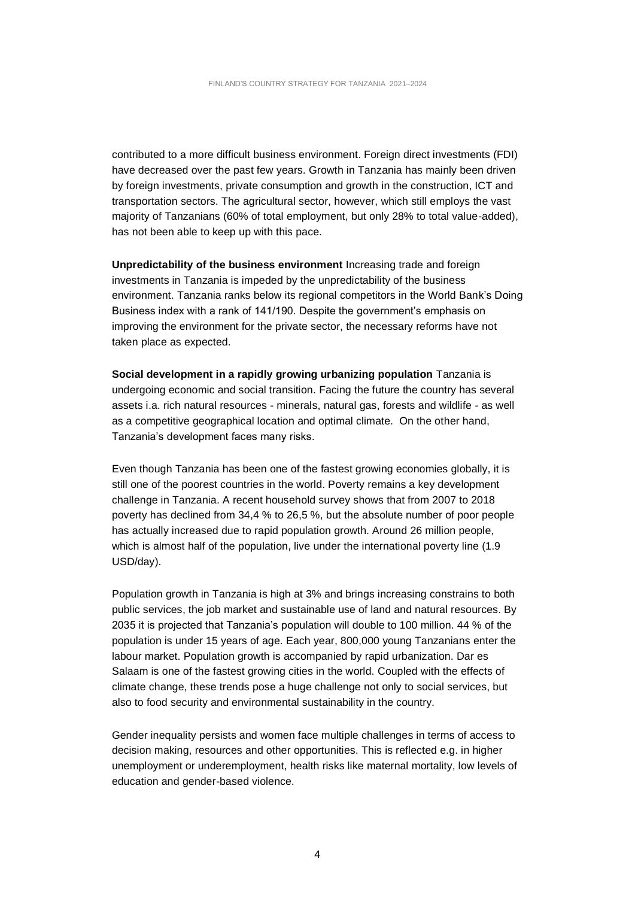contributed to a more difficult business environment. Foreign direct investments (FDI) have decreased over the past few years. Growth in Tanzania has mainly been driven by foreign investments, private consumption and growth in the construction, ICT and transportation sectors. The agricultural sector, however, which still employs the vast majority of Tanzanians (60% of total employment, but only 28% to total value-added), has not been able to keep up with this pace.

**Unpredictability of the business environment** Increasing trade and foreign investments in Tanzania is impeded by the unpredictability of the business environment. Tanzania ranks below its regional competitors in the World Bank's Doing Business index with a rank of 141/190. Despite the government's emphasis on improving the environment for the private sector, the necessary reforms have not taken place as expected.

**Social development in a rapidly growing urbanizing population** Tanzania is undergoing economic and social transition. Facing the future the country has several assets i.a. rich natural resources - minerals, natural gas, forests and wildlife - as well as a competitive geographical location and optimal climate. On the other hand, Tanzania's development faces many risks.

Even though Tanzania has been one of the fastest growing economies globally, it is still one of the poorest countries in the world. Poverty remains a key development challenge in Tanzania. A recent household survey shows that from 2007 to 2018 poverty has declined from 34,4 % to 26,5 %, but the absolute number of poor people has actually increased due to rapid population growth. Around 26 million people, which is almost half of the population, live under the international poverty line (1.9 USD/day).

Population growth in Tanzania is high at 3% and brings increasing constrains to both public services, the job market and sustainable use of land and natural resources. By 2035 it is projected that Tanzania's population will double to 100 million. 44 % of the population is under 15 years of age. Each year, 800,000 young Tanzanians enter the labour market. Population growth is accompanied by rapid urbanization. Dar es Salaam is one of the fastest growing cities in the world. Coupled with the effects of climate change, these trends pose a huge challenge not only to social services, but also to food security and environmental sustainability in the country.

Gender inequality persists and women face multiple challenges in terms of access to decision making, resources and other opportunities. This is reflected e.g. in higher unemployment or underemployment, health risks like maternal mortality, low levels of education and gender-based violence.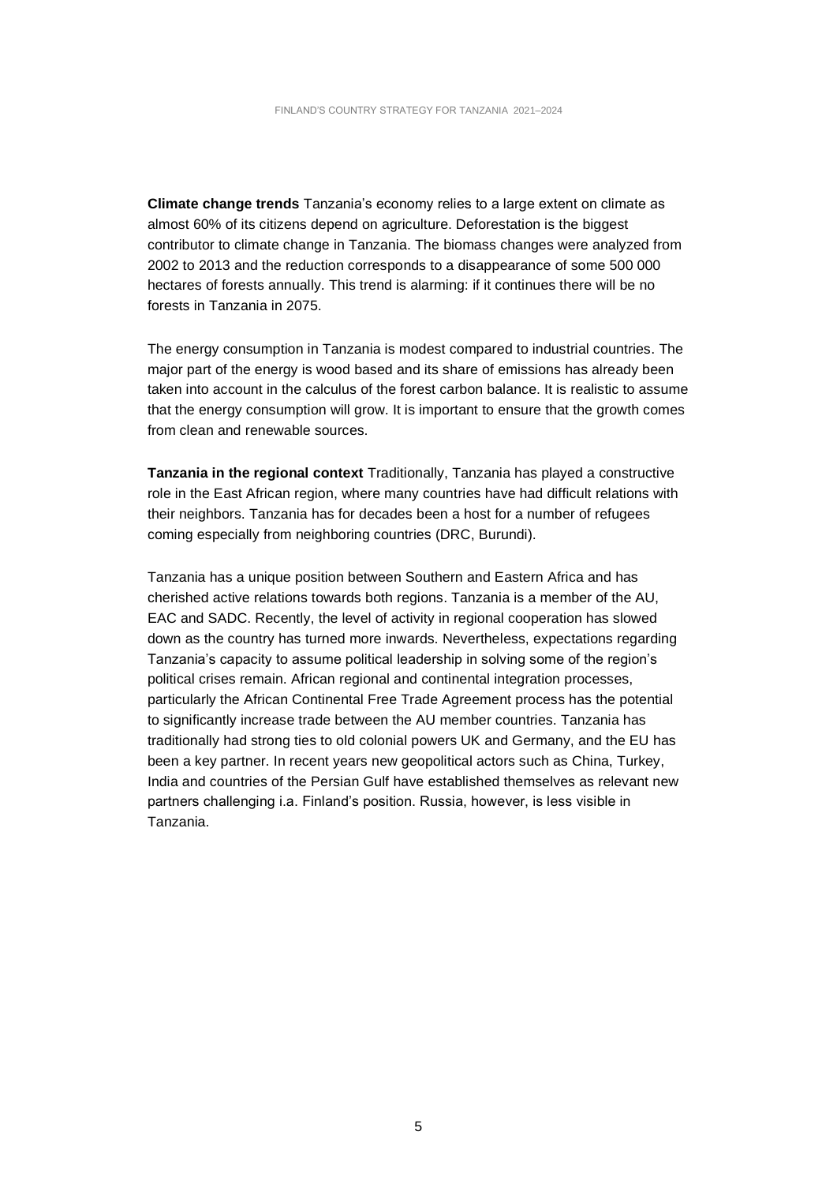**Climate change trends** Tanzania's economy relies to a large extent on climate as almost 60% of its citizens depend on agriculture. Deforestation is the biggest contributor to climate change in Tanzania. The biomass changes were analyzed from 2002 to 2013 and the reduction corresponds to a disappearance of some 500 000 hectares of forests annually. This trend is alarming: if it continues there will be no forests in Tanzania in 2075.

The energy consumption in Tanzania is modest compared to industrial countries. The major part of the energy is wood based and its share of emissions has already been taken into account in the calculus of the forest carbon balance. It is realistic to assume that the energy consumption will grow. It is important to ensure that the growth comes from clean and renewable sources.

**Tanzania in the regional context** Traditionally, Tanzania has played a constructive role in the East African region, where many countries have had difficult relations with their neighbors. Tanzania has for decades been a host for a number of refugees coming especially from neighboring countries (DRC, Burundi).

Tanzania has a unique position between Southern and Eastern Africa and has cherished active relations towards both regions. Tanzania is a member of the AU, EAC and SADC. Recently, the level of activity in regional cooperation has slowed down as the country has turned more inwards. Nevertheless, expectations regarding Tanzania's capacity to assume political leadership in solving some of the region's political crises remain. African regional and continental integration processes, particularly the African Continental Free Trade Agreement process has the potential to significantly increase trade between the AU member countries. Tanzania has traditionally had strong ties to old colonial powers UK and Germany, and the EU has been a key partner. In recent years new geopolitical actors such as China, Turkey, India and countries of the Persian Gulf have established themselves as relevant new partners challenging i.a. Finland's position. Russia, however, is less visible in Tanzania.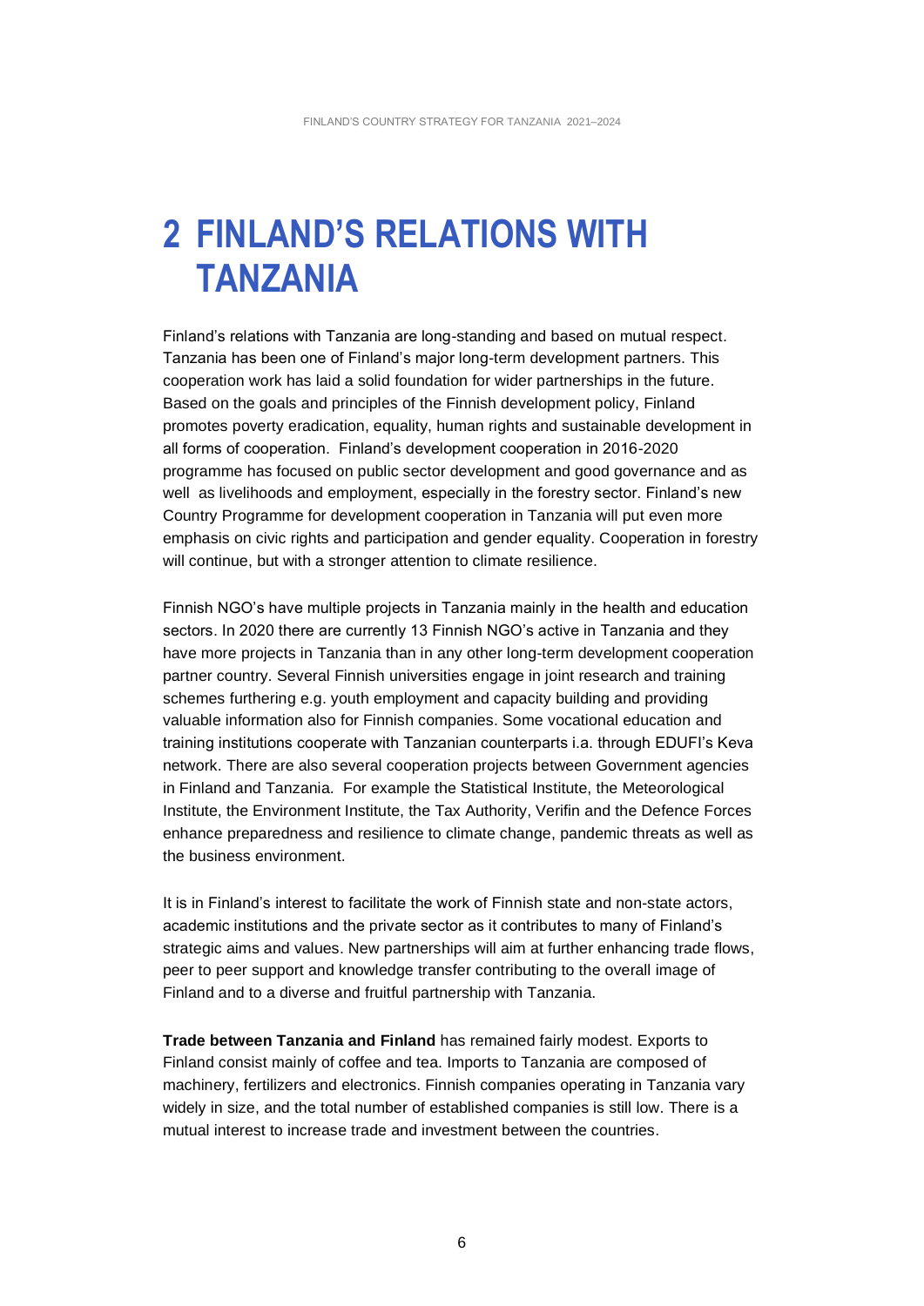# 2 FINLAND'S RELATIONS WITH TANZANIA

Finland's relations with Tanzania are long-standing and based on mutual respect. Tanzania has been one of Finland's major long-term development partners. This cooperation work has laid a solid foundation for wider partnerships in the future. Based on the goals and principles of the Finnish development policy, Finland promotes poverty eradication, equality, human rights and sustainable development in all forms of cooperation. Finland's development cooperation in 2016-2020 programme has focused on public sector development and good governance and as well as livelihoods and employment, especially in the forestry sector. Finland's new Country Programme for development cooperation in Tanzania will put even more emphasis on civic rights and participation and gender equality. Cooperation in forestry will continue, but with a stronger attention to climate resilience.

Finnish NGO's have multiple projects in Tanzania mainly in the health and education sectors. In 2020 there are currently 13 Finnish NGO's active in Tanzania and they have more projects in Tanzania than in any other long-term development cooperation partner country. Several Finnish universities engage in joint research and training schemes furthering e.g. youth employment and capacity building and providing valuable information also for Finnish companies. Some vocational education and training institutions cooperate with Tanzanian counterparts i.a. through EDUFI's Keva network. There are also several cooperation projects between Government agencies in Finland and Tanzania. For example the Statistical Institute, the Meteorological Institute, the Environment Institute, the Tax Authority, Verifin and the Defence Forces enhance preparedness and resilience to climate change, pandemic threats as well as the business environment.

It is in Finland's interest to facilitate the work of Finnish state and non-state actors, academic institutions and the private sector as it contributes to many of Finland's strategic aims and values. New partnerships will aim at further enhancing trade flows, peer to peer support and knowledge transfer contributing to the overall image of Finland and to a diverse and fruitful partnership with Tanzania.

**Trade between Tanzania and Finland** has remained fairly modest. Exports to Finland consist mainly of coffee and tea. Imports to Tanzania are composed of machinery, fertilizers and electronics. Finnish companies operating in Tanzania vary widely in size, and the total number of established companies is still low. There is a mutual interest to increase trade and investment between the countries.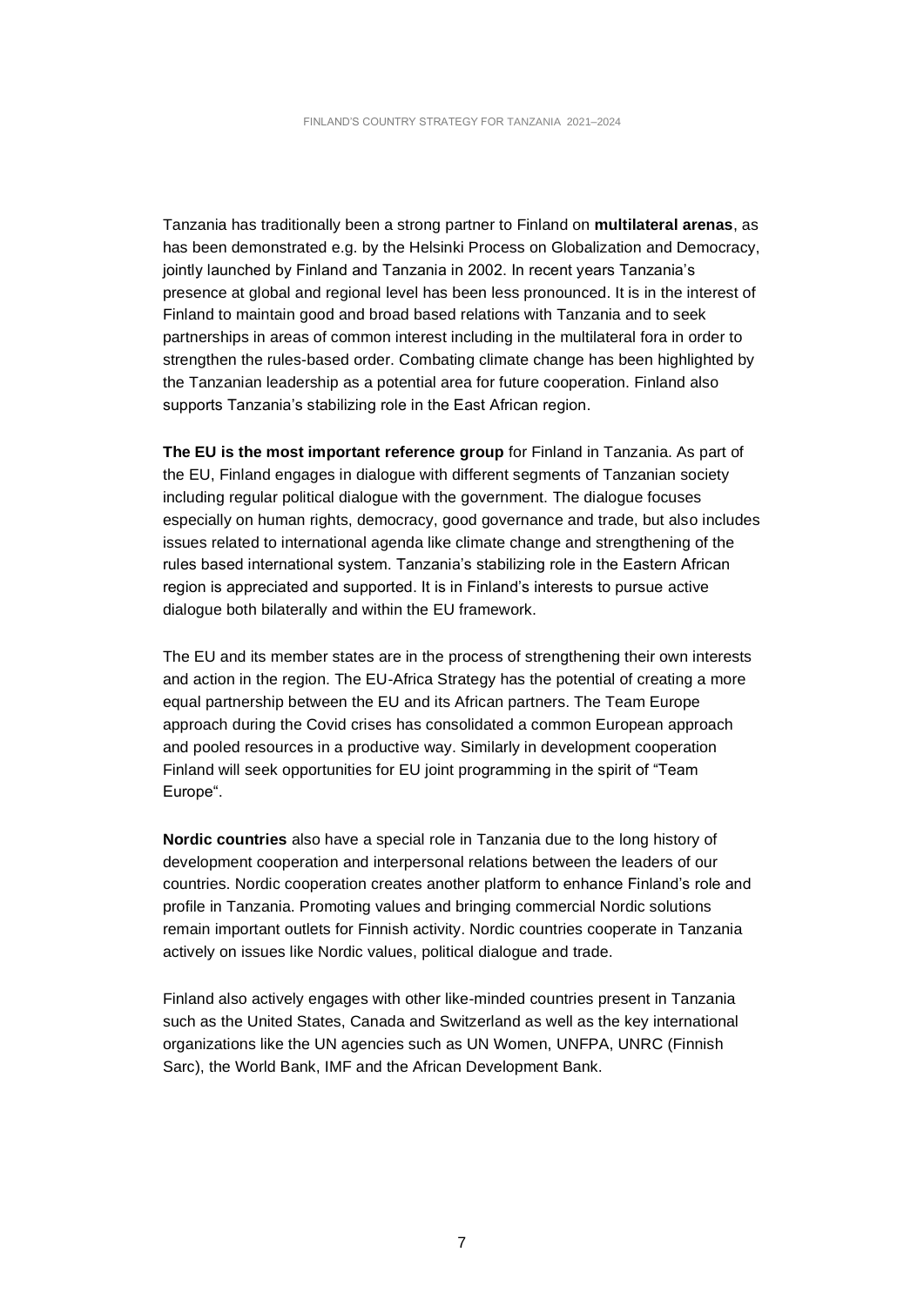Tanzania has traditionally been a strong partner to Finland on **multilateral arenas**, as has been demonstrated e.g. by the Helsinki Process on Globalization and Democracy, jointly launched by Finland and Tanzania in 2002. In recent years Tanzania's presence at global and regional level has been less pronounced. It is in the interest of Finland to maintain good and broad based relations with Tanzania and to seek partnerships in areas of common interest including in the multilateral fora in order to strengthen the rules-based order. Combating climate change has been highlighted by the Tanzanian leadership as a potential area for future cooperation. Finland also supports Tanzania's stabilizing role in the East African region.

**The EU is the most important reference group** for Finland in Tanzania. As part of the EU, Finland engages in dialogue with different segments of Tanzanian society including regular political dialogue with the government. The dialogue focuses especially on human rights, democracy, good governance and trade, but also includes issues related to international agenda like climate change and strengthening of the rules based international system. Tanzania's stabilizing role in the Eastern African region is appreciated and supported. It is in Finland's interests to pursue active dialogue both bilaterally and within the EU framework.

The EU and its member states are in the process of strengthening their own interests and action in the region. The EU-Africa Strategy has the potential of creating a more equal partnership between the EU and its African partners. The Team Europe approach during the Covid crises has consolidated a common European approach and pooled resources in a productive way. Similarly in development cooperation Finland will seek opportunities for EU joint programming in the spirit of "Team Europe".

**Nordic countries** also have a special role in Tanzania due to the long history of development cooperation and interpersonal relations between the leaders of our countries. Nordic cooperation creates another platform to enhance Finland's role and profile in Tanzania. Promoting values and bringing commercial Nordic solutions remain important outlets for Finnish activity. Nordic countries cooperate in Tanzania actively on issues like Nordic values, political dialogue and trade.

Finland also actively engages with other like-minded countries present in Tanzania such as the United States, Canada and Switzerland as well as the key international organizations like the UN agencies such as UN Women, UNFPA, UNRC (Finnish Sarc), the World Bank, IMF and the African Development Bank.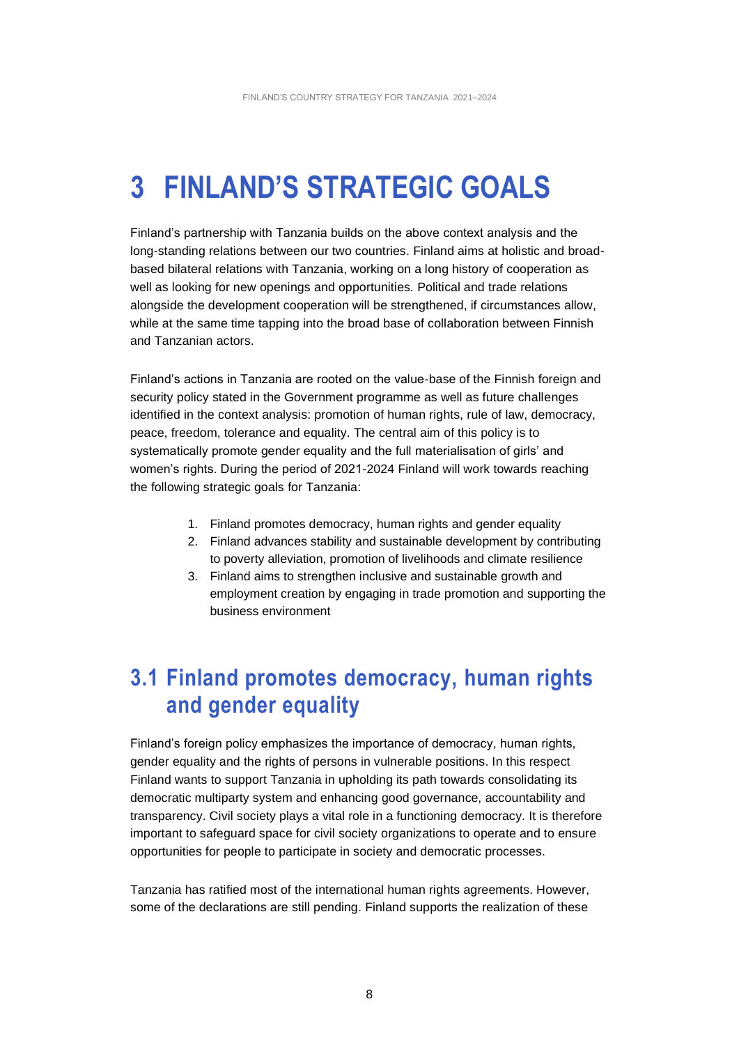# 3 FINLAND'S STRATEGIC GOALS

Finland's partnership with Tanzania builds on the above context analysis and the long-standing relations between our two countries. Finland aims at holistic and broad-based bilateral relations with Tanzania, working on a long history of cooperation as well as looking for new openings and opportunities. Political and trade relations alongside the development cooperation will be strengthened, if circumstances allow, while at the same time tapping into the broad base of collaboration between Finnish and Tanzanian actors.

Finland's actions in Tanzania are rooted on the value-base of the Finnish foreign and security policy stated in the Government programme as well as future challenges identified in the context analysis: promotion of human rights, rule of law, democracy, peace, freedom, tolerance and equality. The central aim of this policy is to systematically promote gender equality and the full materialisation of girls' and women's rights. During the period of 2021-2024 Finland will work towards reaching the following strategic goals for Tanzania:

1. Finland promotes democracy, human rights and gender equality
2. Finland advances stability and sustainable development by contributing to poverty alleviation, promotion of livelihoods and climate resilience
3. Finland aims to strengthen inclusive and sustainable growth and employment creation by engaging in trade promotion and supporting the business environment

## 3.1 Finland promotes democracy, human rights and gender equality

Finland's foreign policy emphasizes the importance of democracy, human rights, gender equality and the rights of persons in vulnerable positions. In this respect Finland wants to support Tanzania in upholding its path towards consolidating its democratic multiparty system and enhancing good governance, accountability and transparency. Civil society plays a vital role in a functioning democracy. It is therefore important to safeguard space for civil society organizations to operate and to ensure opportunities for people to participate in society and democratic processes.

Tanzania has ratified most of the international human rights agreements. However, some of the declarations are still pending. Finland supports the realization of these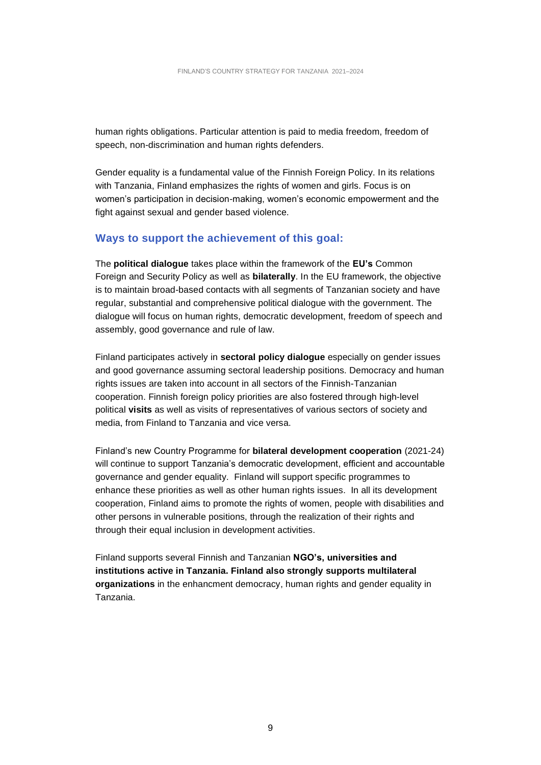human rights obligations. Particular attention is paid to media freedom, freedom of speech, non-discrimination and human rights defenders.

Gender equality is a fundamental value of the Finnish Foreign Policy. In its relations with Tanzania, Finland emphasizes the rights of women and girls. Focus is on women's participation in decision-making, women's economic empowerment and the fight against sexual and gender based violence.

### Ways to support the achievement of this goal:

The **political dialogue** takes place within the framework of the **EU's** Common Foreign and Security Policy as well as **bilaterally**. In the EU framework, the objective is to maintain broad-based contacts with all segments of Tanzanian society and have regular, substantial and comprehensive political dialogue with the government. The dialogue will focus on human rights, democratic development, freedom of speech and assembly, good governance and rule of law.

Finland participates actively in **sectoral policy dialogue** especially on gender issues and good governance assuming sectoral leadership positions. Democracy and human rights issues are taken into account in all sectors of the Finnish-Tanzanian cooperation. Finnish foreign policy priorities are also fostered through high-level political **visits** as well as visits of representatives of various sectors of society and media, from Finland to Tanzania and vice versa.

Finland's new Country Programme for **bilateral development cooperation** (2021-24) will continue to support Tanzania's democratic development, efficient and accountable governance and gender equality. Finland will support specific programmes to enhance these priorities as well as other human rights issues. In all its development cooperation, Finland aims to promote the rights of women, people with disabilities and other persons in vulnerable positions, through the realization of their rights and through their equal inclusion in development activities.

Finland supports several Finnish and Tanzanian **NGO's, universities and institutions active in Tanzania. Finland also strongly supports multilateral organizations** in the enhancment democracy, human rights and gender equality in Tanzania.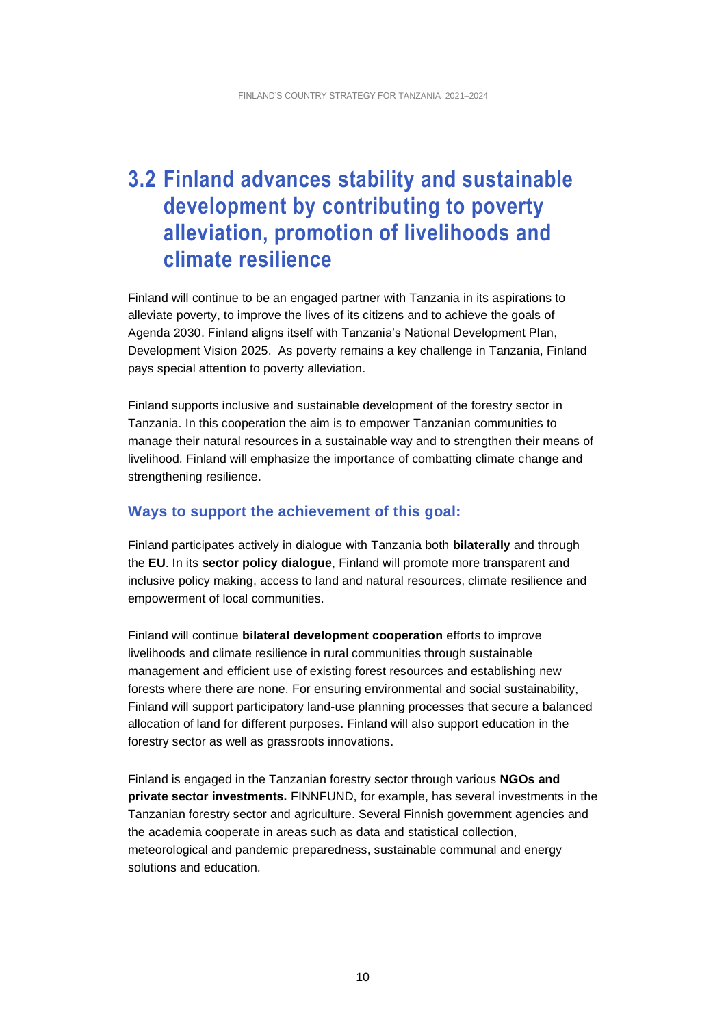## 3.2 Finland advances stability and sustainable development by contributing to poverty alleviation, promotion of livelihoods and climate resilience

Finland will continue to be an engaged partner with Tanzania in its aspirations to alleviate poverty, to improve the lives of its citizens and to achieve the goals of Agenda 2030. Finland aligns itself with Tanzania's National Development Plan, Development Vision 2025. As poverty remains a key challenge in Tanzania, Finland pays special attention to poverty alleviation.

Finland supports inclusive and sustainable development of the forestry sector in Tanzania. In this cooperation the aim is to empower Tanzanian communities to manage their natural resources in a sustainable way and to strengthen their means of livelihood. Finland will emphasize the importance of combatting climate change and strengthening resilience.

### Ways to support the achievement of this goal:

Finland participates actively in dialogue with Tanzania both **bilaterally** and through the **EU**. In its **sector policy dialogue**, Finland will promote more transparent and inclusive policy making, access to land and natural resources, climate resilience and empowerment of local communities.

Finland will continue **bilateral development cooperation** efforts to improve livelihoods and climate resilience in rural communities through sustainable management and efficient use of existing forest resources and establishing new forests where there are none. For ensuring environmental and social sustainability, Finland will support participatory land-use planning processes that secure a balanced allocation of land for different purposes. Finland will also support education in the forestry sector as well as grassroots innovations.

Finland is engaged in the Tanzanian forestry sector through various **NGOs and private sector investments.** FINNFUND, for example, has several investments in the Tanzanian forestry sector and agriculture. Several Finnish government agencies and the academia cooperate in areas such as data and statistical collection, meteorological and pandemic preparedness, sustainable communal and energy solutions and education.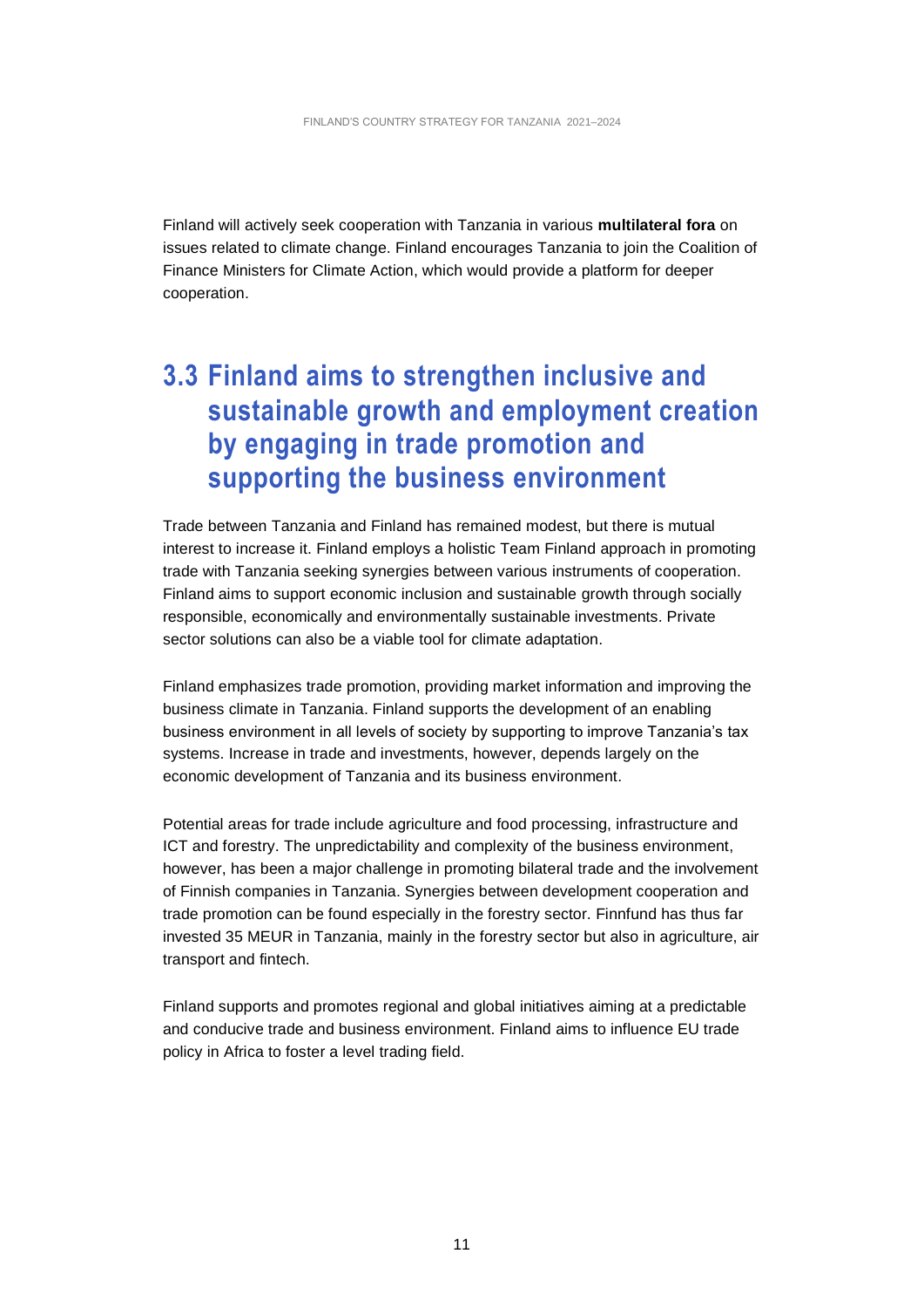Finland will actively seek cooperation with Tanzania in various **multilateral fora** on issues related to climate change. Finland encourages Tanzania to join the Coalition of Finance Ministers for Climate Action, which would provide a platform for deeper cooperation.

## 3.3 Finland aims to strengthen inclusive and sustainable growth and employment creation by engaging in trade promotion and supporting the business environment

Trade between Tanzania and Finland has remained modest, but there is mutual interest to increase it. Finland employs a holistic Team Finland approach in promoting trade with Tanzania seeking synergies between various instruments of cooperation. Finland aims to support economic inclusion and sustainable growth through socially responsible, economically and environmentally sustainable investments. Private sector solutions can also be a viable tool for climate adaptation.

Finland emphasizes trade promotion, providing market information and improving the business climate in Tanzania. Finland supports the development of an enabling business environment in all levels of society by supporting to improve Tanzania's tax systems. Increase in trade and investments, however, depends largely on the economic development of Tanzania and its business environment.

Potential areas for trade include agriculture and food processing, infrastructure and ICT and forestry. The unpredictability and complexity of the business environment, however, has been a major challenge in promoting bilateral trade and the involvement of Finnish companies in Tanzania. Synergies between development cooperation and trade promotion can be found especially in the forestry sector. Finnfund has thus far invested 35 MEUR in Tanzania, mainly in the forestry sector but also in agriculture, air transport and fintech.

Finland supports and promotes regional and global initiatives aiming at a predictable and conducive trade and business environment. Finland aims to influence EU trade policy in Africa to foster a level trading field.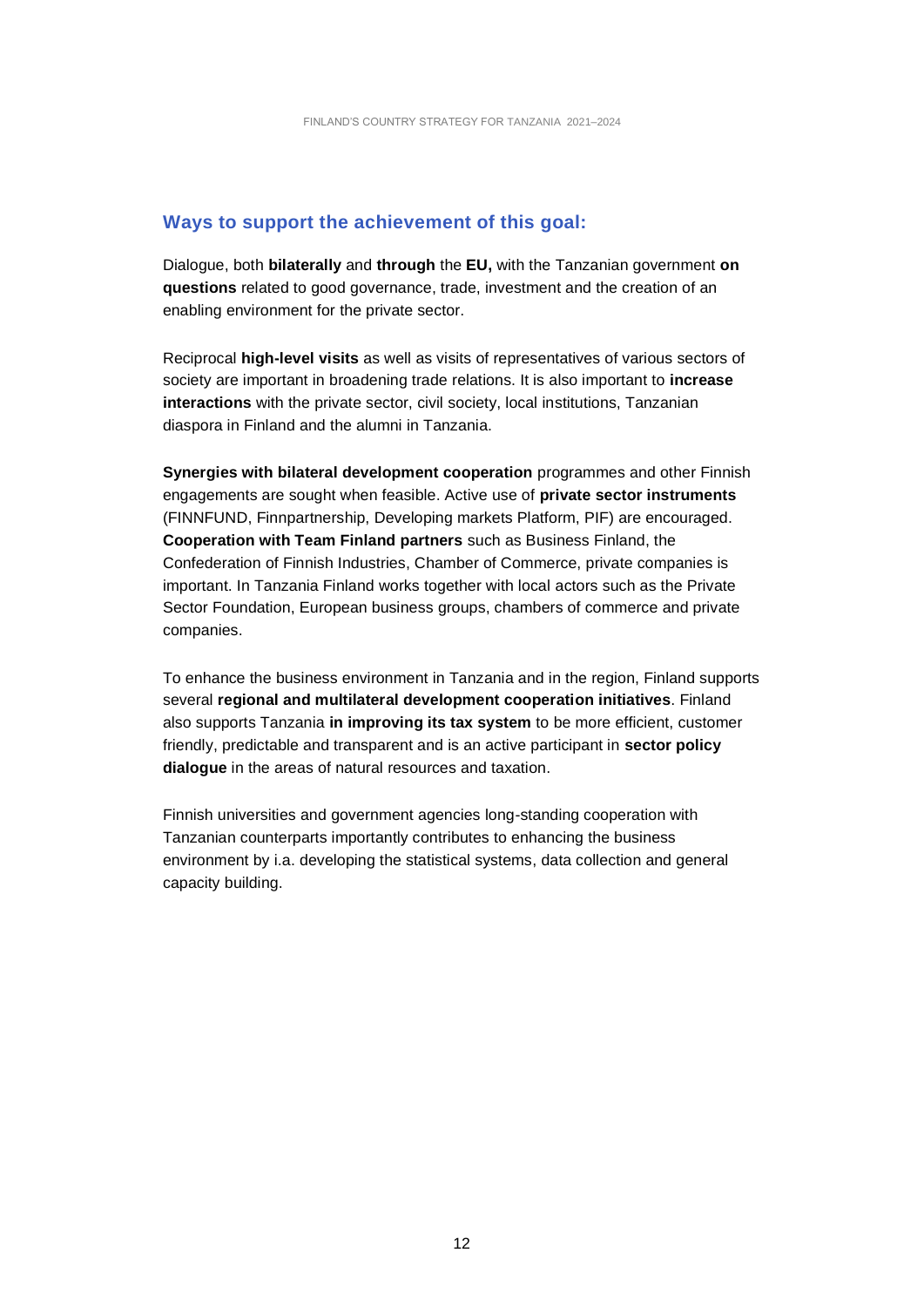### Ways to support the achievement of this goal:

Dialogue, both **bilaterally** and **through** the **EU,** with the Tanzanian government **on questions** related to good governance, trade, investment and the creation of an enabling environment for the private sector.

Reciprocal **high-level visits** as well as visits of representatives of various sectors of society are important in broadening trade relations. It is also important to **increase interactions** with the private sector, civil society, local institutions, Tanzanian diaspora in Finland and the alumni in Tanzania.

**Synergies with bilateral development cooperation** programmes and other Finnish engagements are sought when feasible. Active use of **private sector instruments** (FINNFUND, Finnpartnership, Developing markets Platform, PIF) are encouraged. **Cooperation with Team Finland partners** such as Business Finland, the Confederation of Finnish Industries, Chamber of Commerce, private companies is important. In Tanzania Finland works together with local actors such as the Private Sector Foundation, European business groups, chambers of commerce and private companies.

To enhance the business environment in Tanzania and in the region, Finland supports several **regional and multilateral development cooperation initiatives**. Finland also supports Tanzania **in improving its tax system** to be more efficient, customer friendly, predictable and transparent and is an active participant in **sector policy dialogue** in the areas of natural resources and taxation.

Finnish universities and government agencies long-standing cooperation with Tanzanian counterparts importantly contributes to enhancing the business environment by i.a. developing the statistical systems, data collection and general capacity building.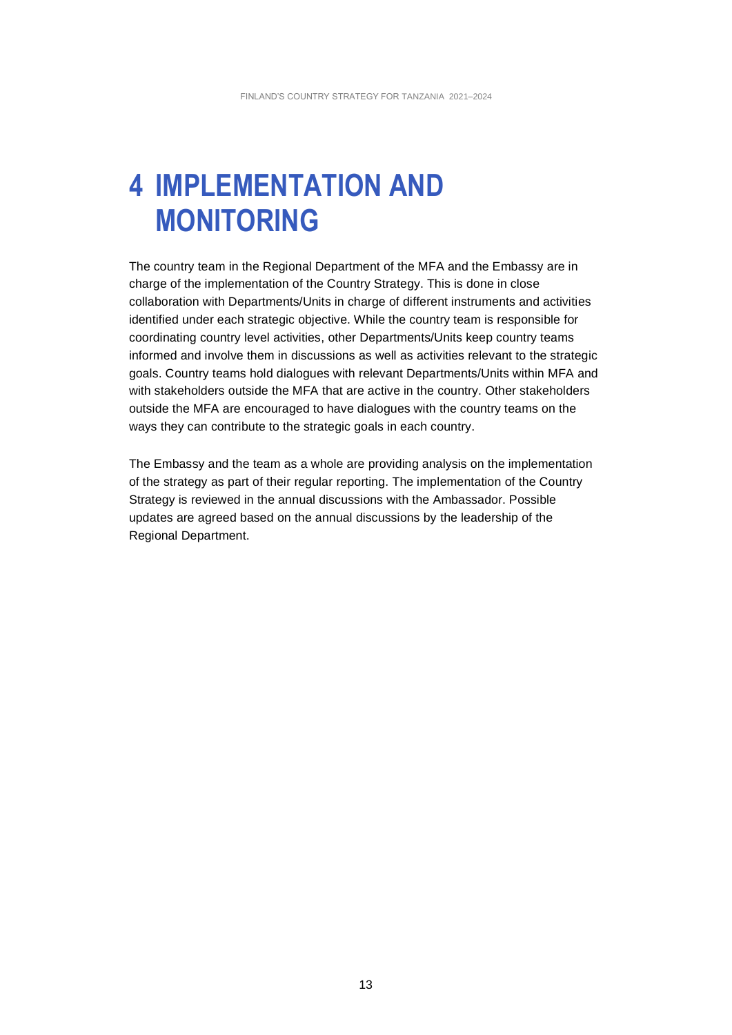# 4 IMPLEMENTATION AND MONITORING

The country team in the Regional Department of the MFA and the Embassy are in charge of the implementation of the Country Strategy. This is done in close collaboration with Departments/Units in charge of different instruments and activities identified under each strategic objective. While the country team is responsible for coordinating country level activities, other Departments/Units keep country teams informed and involve them in discussions as well as activities relevant to the strategic goals. Country teams hold dialogues with relevant Departments/Units within MFA and with stakeholders outside the MFA that are active in the country. Other stakeholders outside the MFA are encouraged to have dialogues with the country teams on the ways they can contribute to the strategic goals in each country.

The Embassy and the team as a whole are providing analysis on the implementation of the strategy as part of their regular reporting. The implementation of the Country Strategy is reviewed in the annual discussions with the Ambassador. Possible updates are agreed based on the annual discussions by the leadership of the Regional Department.